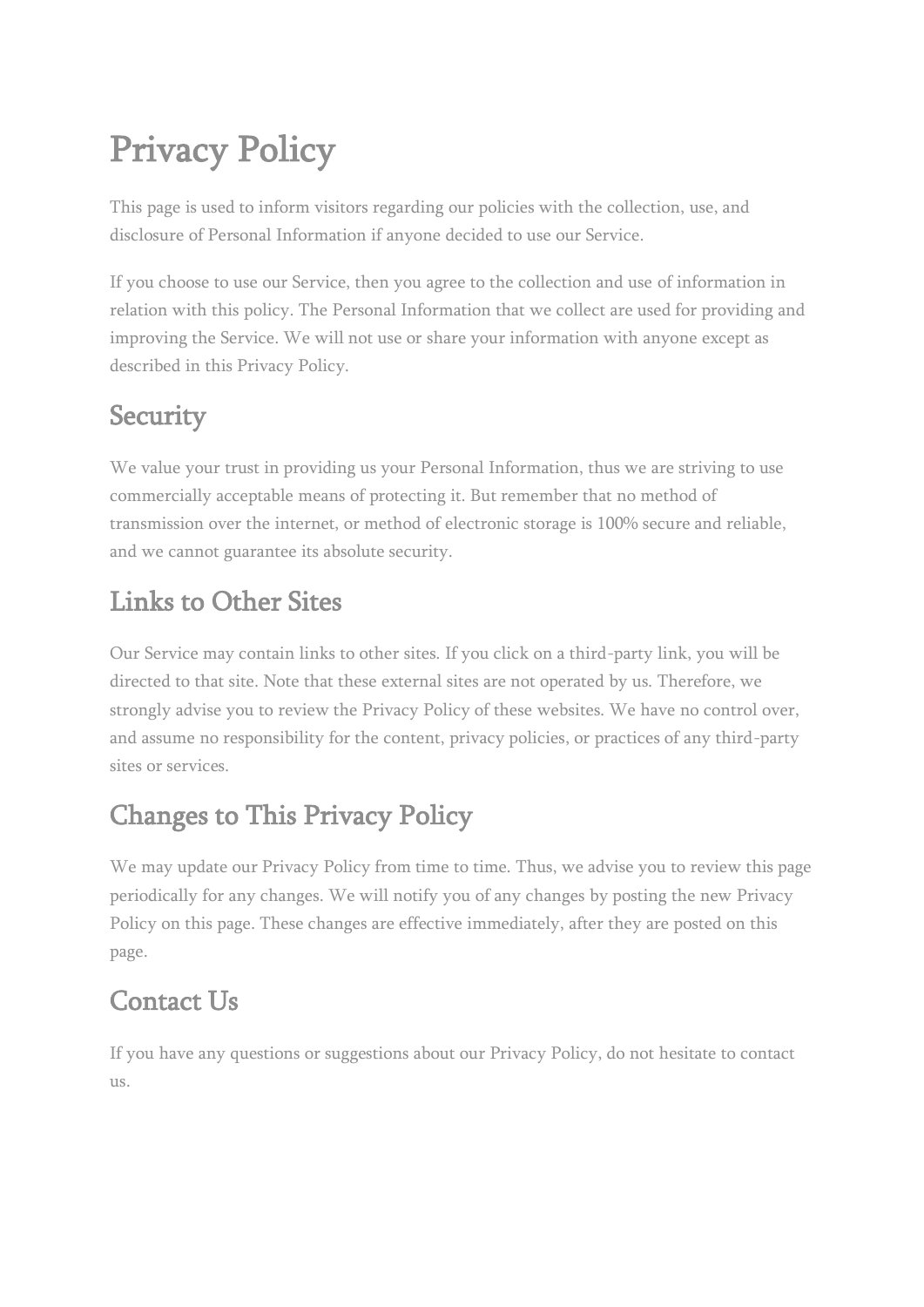# Privacy Policy

This page is used to inform visitors regarding our policies with the collection, use, and disclosure of Personal Information if anyone decided to use our Service.

If you choose to use our Service, then you agree to the collection and use of information in relation with this policy. The Personal Information that we collect are used for providing and improving the Service. We will not use or share your information with anyone except as described in this Privacy Policy.

## Security

We value your trust in providing us your Personal Information, thus we are striving to use commercially acceptable means of protecting it. But remember that no method of transmission over the internet, or method of electronic storage is 100% secure and reliable, and we cannot guarantee its absolute security.

## Links to Other Sites

Our Service may contain links to other sites. If you click on a third-party link, you will be directed to that site. Note that these external sites are not operated by us. Therefore, we strongly advise you to review the Privacy Policy of these websites. We have no control over, and assume no responsibility for the content, privacy policies, or practices of any third-party sites or services.

## Changes to This Privacy Policy

We may update our Privacy Policy from time to time. Thus, we advise you to review this page periodically for any changes. We will notify you of any changes by posting the new Privacy Policy on this page. These changes are effective immediately, after they are posted on this page.

## Contact Us

If you have any questions or suggestions about our Privacy Policy, do not hesitate to contact us.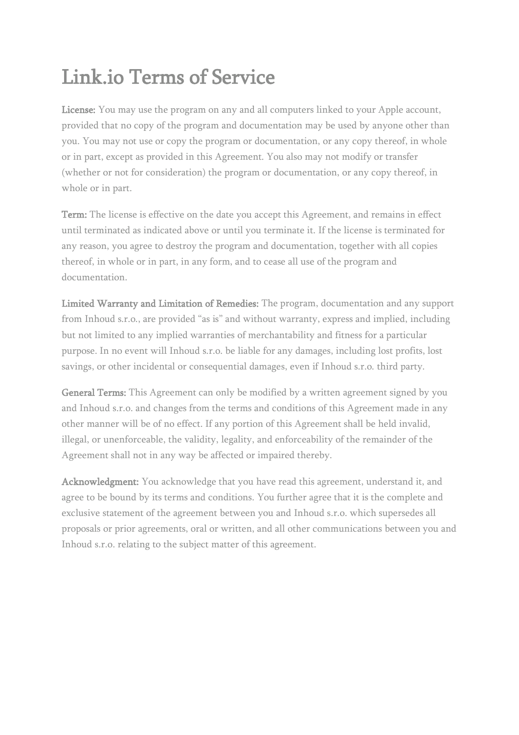# Link.io Terms of Service

**License:** You may use the program on any and all computers linked to your Apple account, provided that no copy of the program and documentation may be used by anyone other than you. You may not use or copy the program or documentation, or any copy thereof, in whole or in part, except as provided in this Agreement. You also may not modify or transfer (whether or not for consideration) the program or documentation, or any copy thereof, in whole or in part.

**Term:** The license is effective on the date you accept this Agreement, and remains in effect until terminated as indicated above or until you terminate it. If the license is terminated for any reason, you agree to destroy the program and documentation, together with all copies thereof, in whole or in part, in any form, and to cease all use of the program and documentation.

**Limited Warranty and Limitation of Remedies:** The program, documentation and any support from Inhoud s.r.o., are provided "as is" and without warranty, express and implied, including but not limited to any implied warranties of merchantability and fitness for a particular purpose. In no event will Inhoud s.r.o. be liable for any damages, including lost profits, lost savings, or other incidental or consequential damages, even if Inhoud s.r.o. third party.

**General Terms:** This Agreement can only be modified by a written agreement signed by you and Inhoud s.r.o. and changes from the terms and conditions of this Agreement made in any other manner will be of no effect. If any portion of this Agreement shall be held invalid, illegal, or unenforceable, the validity, legality, and enforceability of the remainder of the Agreement shall not in any way be affected or impaired thereby.

**Acknowledgment:** You acknowledge that you have read this agreement, understand it, and agree to be bound by its terms and conditions. You further agree that it is the complete and exclusive statement of the agreement between you and Inhoud s.r.o. which supersedes all proposals or prior agreements, oral or written, and all other communications between you and Inhoud s.r.o. relating to the subject matter of this agreement.